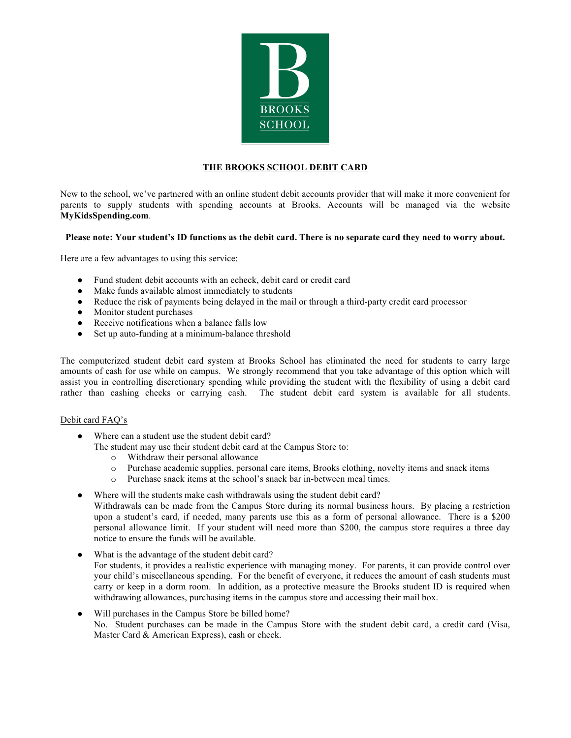BROOKS SCHOOL

# THE BROOKS SCHOOL DEBIT CARD

New to the school, we've partnered with an online student debit accounts provider that will make it more convenient for parents to supply students with spending accounts at Brooks. Accounts will be managed via the website **MyKidsSpending.com**.

**Please note: Your student's ID functions as the debit card. There is no separate card they need to worry about.**

Here are a few advantages to using this service:

- Fund student debit accounts with an echeck, debit card or credit card
- Make funds available almost immediately to students
- Reduce the risk of payments being delayed in the mail or through a third-party credit card processor
- Monitor student purchases
- Receive notifications when a balance falls low
- Set up auto-funding at a minimum-balance threshold

The computerized student debit card system at Brooks School has eliminated the need for students to carry large amounts of cash for use while on campus. We strongly recommend that you take advantage of this option which will assist you in controlling discretionary spending while providing the student with the flexibility of using a debit card rather than cashing checks or carrying cash. The student debit card system is available for all students.

## Debit card FAQ's

- Where can a student use the student debit card?
  The student may use their student debit card at the Campus Store to:
  - Withdraw their personal allowance
  - Purchase academic supplies, personal care items, Brooks clothing, novelty items and snack items
  - Purchase snack items at the school's snack bar in-between meal times.
- Where will the students make cash withdrawals using the student debit card?
  Withdrawals can be made from the Campus Store during its normal business hours. By placing a restriction upon a student's card, if needed, many parents use this as a form of personal allowance. There is a $200 personal allowance limit. If your student will need more than $200, the campus store requires a three day notice to ensure the funds will be available.
- What is the advantage of the student debit card?
  For students, it provides a realistic experience with managing money. For parents, it can provide control over your child's miscellaneous spending. For the benefit of everyone, it reduces the amount of cash students must carry or keep in a dorm room. In addition, as a protective measure the Brooks student ID is required when withdrawing allowances, purchasing items in the campus store and accessing their mail box.
- Will purchases in the Campus Store be billed home?
  No. Student purchases can be made in the Campus Store with the student debit card, a credit card (Visa, Master Card & American Express), cash or check.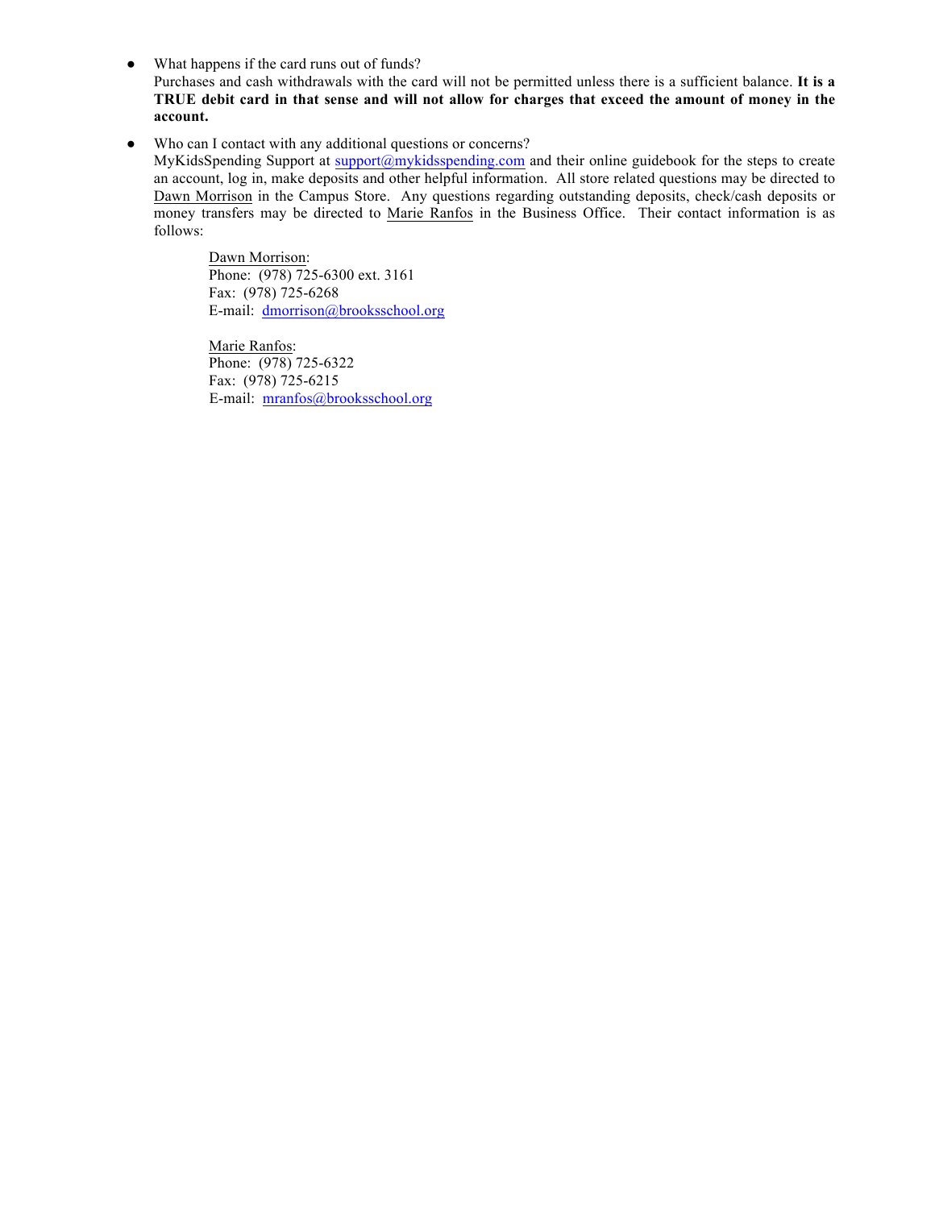- What happens if the card runs out of funds?
  Purchases and cash withdrawals with the card will not be permitted unless there is a sufficient balance. **It is a TRUE debit card in that sense and will not allow for charges that exceed the amount of money in the account.**

- Who can I contact with any additional questions or concerns?
  MyKidsSpending Support at support@mykidsspending.com and their online guidebook for the steps to create an account, log in, make deposits and other helpful information. All store related questions may be directed to Dawn Morrison in the Campus Store. Any questions regarding outstanding deposits, check/cash deposits or money transfers may be directed to Marie Ranfos in the Business Office. Their contact information is as follows:

  Dawn Morrison:
  Phone: (978) 725-6300 ext. 3161
  Fax: (978) 725-6268
  E-mail: dmorrison@brooksschool.org

  Marie Ranfos:
  Phone: (978) 725-6322
  Fax: (978) 725-6215
  E-mail: mranfos@brooksschool.org